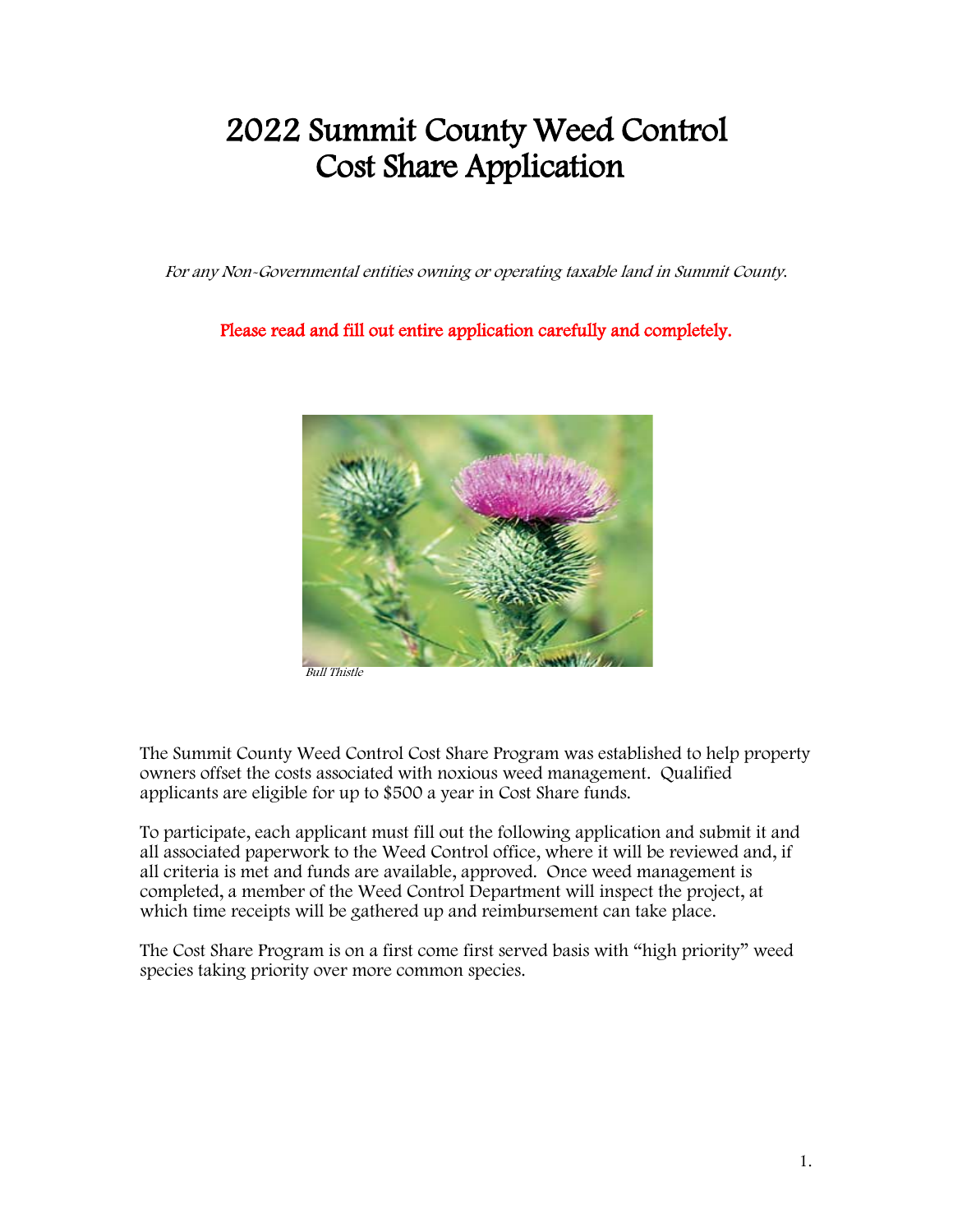# 2022 Summit County Weed Control Cost Share Application

*For any Non-Governmental entities owning or operating taxable land in Summit County.*

**Please read and fill out entire application carefully and completely.**

*Bull Thistle*

The Summit County Weed Control Cost Share Program was established to help property owners offset the costs associated with noxious weed management. Qualified applicants are eligible for up to $500 a year in Cost Share funds.

To participate, each applicant must fill out the following application and submit it and all associated paperwork to the Weed Control office, where it will be reviewed and, if all criteria is met and funds are available, approved. Once weed management is completed, a member of the Weed Control Department will inspect the project, at which time receipts will be gathered up and reimbursement can take place.

The Cost Share Program is on a first come first served basis with "high priority" weed species taking priority over more common species.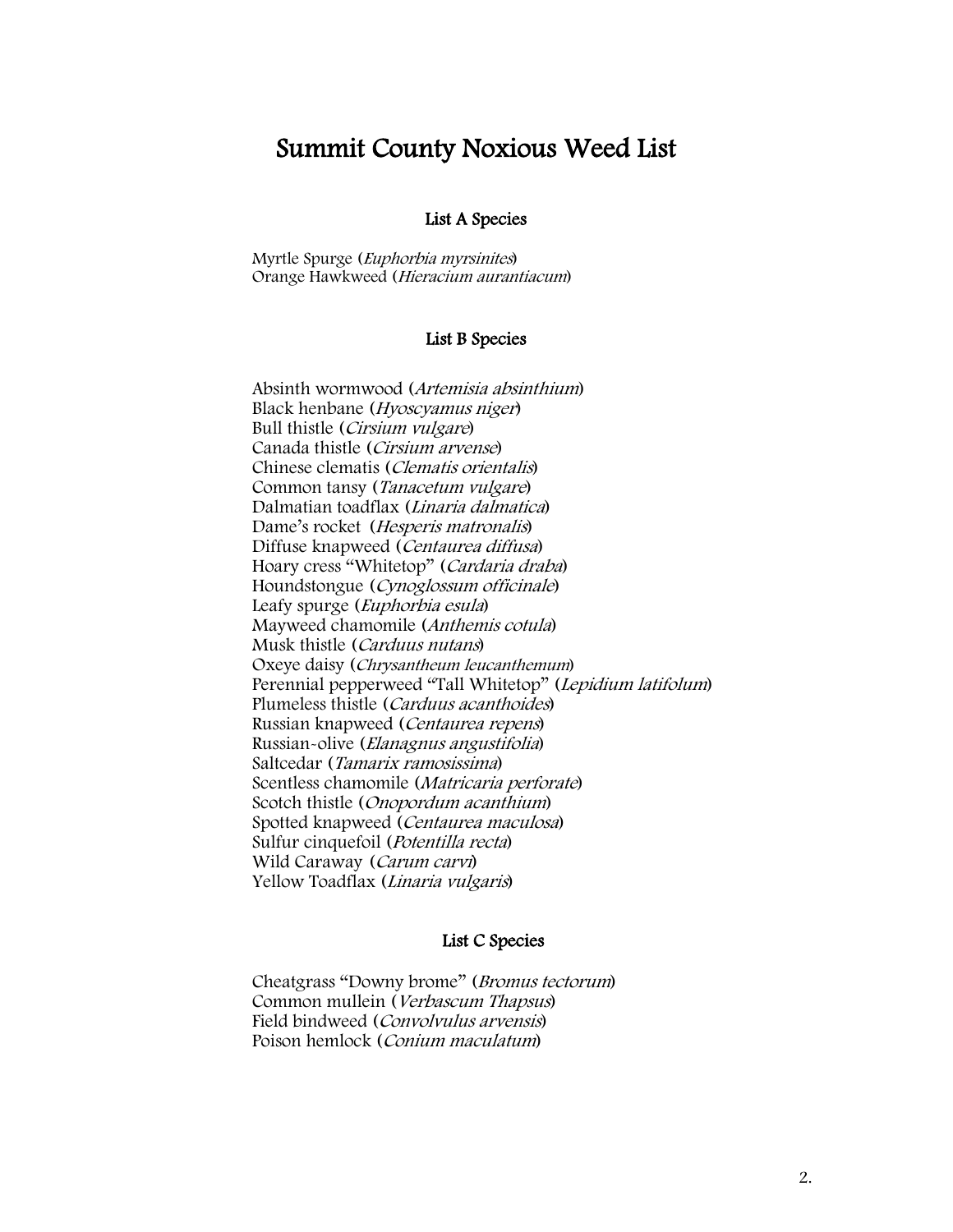# Summit County Noxious Weed List

### List A Species

Myrtle Spurge (*Euphorbia myrsinites*)
Orange Hawkweed (*Hieracium aurantiacum*)

### List B Species

Absinth wormwood (*Artemisia absinthium*)
Black henbane (*Hyoscyamus niger*)
Bull thistle (*Cirsium vulgare*)
Canada thistle (*Cirsium arvense*)
Chinese clematis (*Clematis orientalis*)
Common tansy (*Tanacetum vulgare*)
Dalmatian toadflax (*Linaria dalmatica*)
Dame's rocket (*Hesperis matronalis*)
Diffuse knapweed (*Centaurea diffusa*)
Hoary cress "Whitetop" (*Cardaria draba*)
Houndstongue (*Cynoglossum officinale*)
Leafy spurge (*Euphorbia esula*)
Mayweed chamomile (*Anthemis cotula*)
Musk thistle (*Carduus nutans*)
Oxeye daisy (*Chrysantheum leucanthemum*)
Perennial pepperweed "Tall Whitetop" (*Lepidium latifolum*)
Plumeless thistle (*Carduus acanthoides*)
Russian knapweed (*Centaurea repens*)
Russian-olive (*Elanagnus angustifolia*)
Saltcedar (*Tamarix ramosissima*)
Scentless chamomile (*Matricaria perforate*)
Scotch thistle (*Onopordum acanthium*)
Spotted knapweed (*Centaurea maculosa*)
Sulfur cinquefoil (*Potentilla recta*)
Wild Caraway (*Carum carvi*)
Yellow Toadflax (*Linaria vulgaris*)

### List C Species

Cheatgrass "Downy brome" (*Bromus tectorum*)
Common mullein (*Verbascum Thapsus*)
Field bindweed (*Convolvulus arvensis*)
Poison hemlock (*Conium maculatum*)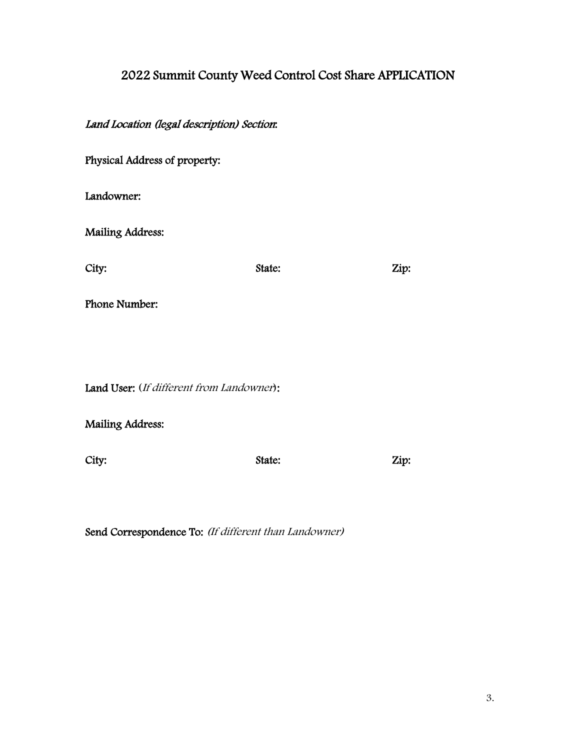# 2022 Summit County Weed Control Cost Share APPLICATION

*Land Location (legal description) Section:*

Physical Address of property:

Landowner:

Mailing Address:

City: State: Zip:

Phone Number:

Land User: (*If different from Landowner*):

Mailing Address:

City: State: Zip:

Send Correspondence To: *(If different than Landowner)*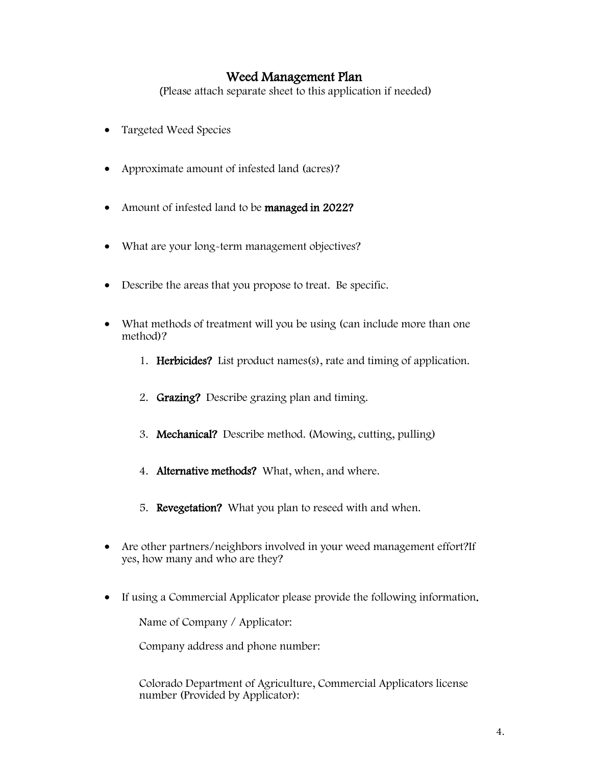# Weed Management Plan

(Please attach separate sheet to this application if needed)

- Targeted Weed Species
- Approximate amount of infested land (acres)?
- Amount of infested land to be **managed in 2022?**
- What are your long-term management objectives?
- Describe the areas that you propose to treat. Be specific.
- What methods of treatment will you be using (can include more than one method)?
    1. **Herbicides?** List product names(s), rate and timing of application.
    2. **Grazing?** Describe grazing plan and timing.
    3. **Mechanical?** Describe method. (Mowing, cutting, pulling)
    4. **Alternative methods?** What, when, and where.
    5. **Revegetation?** What you plan to reseed with and when.
- Are other partners/neighbors involved in your weed management effort?If yes, how many and who are they?
- If using a Commercial Applicator please provide the following information.

    Name of Company / Applicator:

    Company address and phone number:

    Colorado Department of Agriculture, Commercial Applicators license number (Provided by Applicator):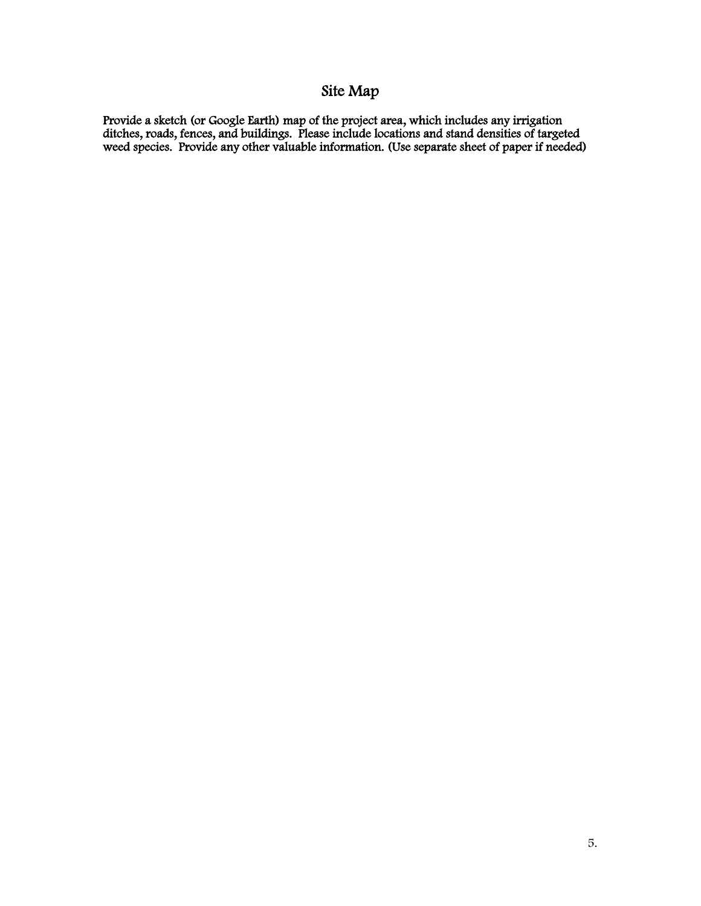# Site Map

Provide a sketch (or Google Earth) map of the project area, which includes any irrigation ditches, roads, fences, and buildings. Please include locations and stand densities of targeted weed species. Provide any other valuable information. (Use separate sheet of paper if needed)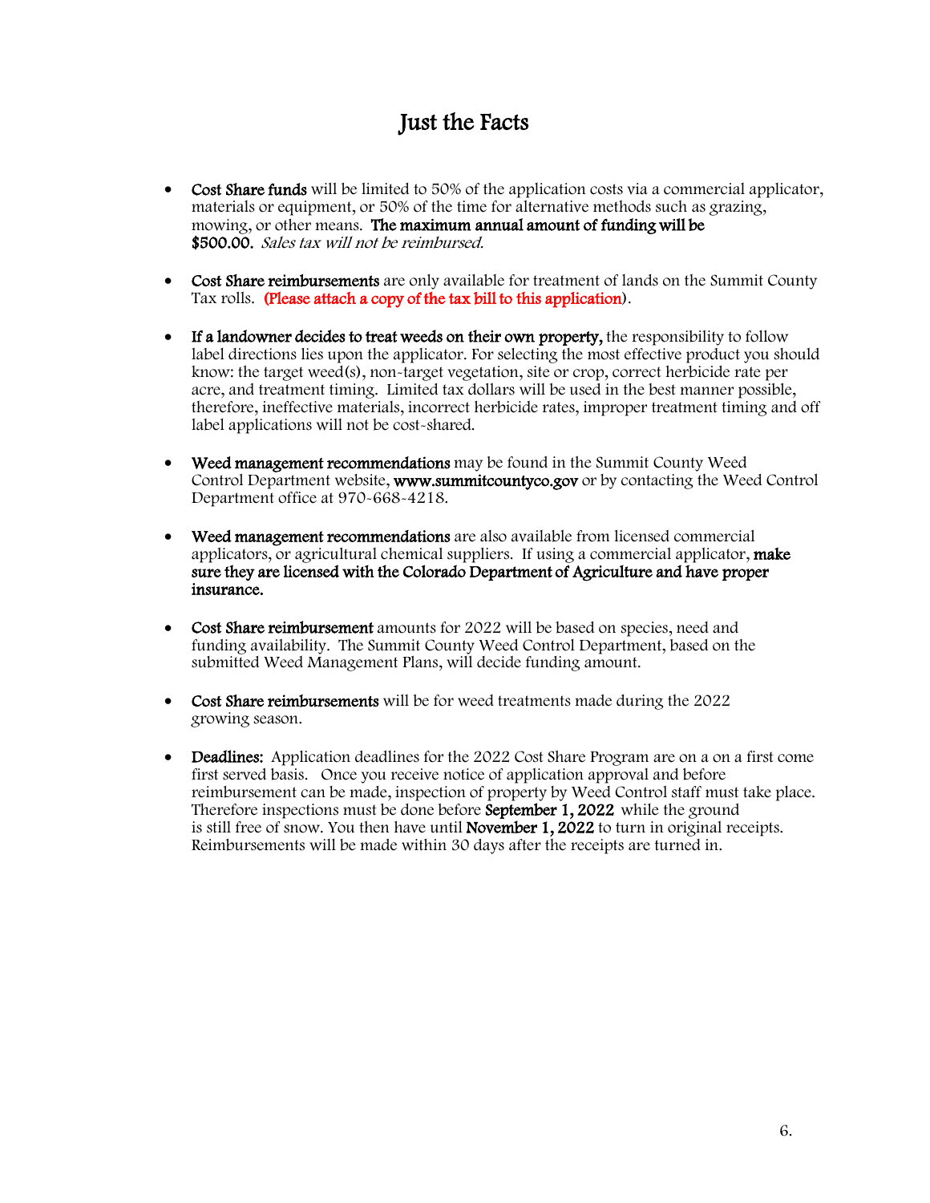# Just the Facts

- **Cost Share funds** will be limited to 50% of the application costs via a commercial applicator, materials or equipment, or 50% of the time for alternative methods such as grazing, mowing, or other means. **The maximum annual amount of funding will be $500.00.** *Sales tax will not be reimbursed.*

- **Cost Share reimbursements** are only available for treatment of lands on the Summit County Tax rolls. **(Please attach a copy of the tax bill to this application)**.

- **If a landowner decides to treat weeds on their own property,** the responsibility to follow label directions lies upon the applicator. For selecting the most effective product you should know: the target weed(s), non-target vegetation, site or crop, correct herbicide rate per acre, and treatment timing. Limited tax dollars will be used in the best manner possible, therefore, ineffective materials, incorrect herbicide rates, improper treatment timing and off label applications will not be cost-shared.

- **Weed management recommendations** may be found in the Summit County Weed Control Department website, **www.summitcountyco.gov** or by contacting the Weed Control Department office at 970-668-4218.

- **Weed management recommendations** are also available from licensed commercial applicators, or agricultural chemical suppliers. If using a commercial applicator, **make sure they are licensed with the Colorado Department of Agriculture and have proper insurance.**

- **Cost Share reimbursement** amounts for 2022 will be based on species, need and funding availability. The Summit County Weed Control Department, based on the submitted Weed Management Plans, will decide funding amount.

- **Cost Share reimbursements** will be for weed treatments made during the 2022 growing season.

- **Deadlines:** Application deadlines for the 2022 Cost Share Program are on a on a first come first served basis. Once you receive notice of application approval and before reimbursement can be made, inspection of property by Weed Control staff must take place. Therefore inspections must be done before **September 1, 2022** while the ground is still free of snow. You then have until **November 1, 2022** to turn in original receipts. Reimbursements will be made within 30 days after the receipts are turned in.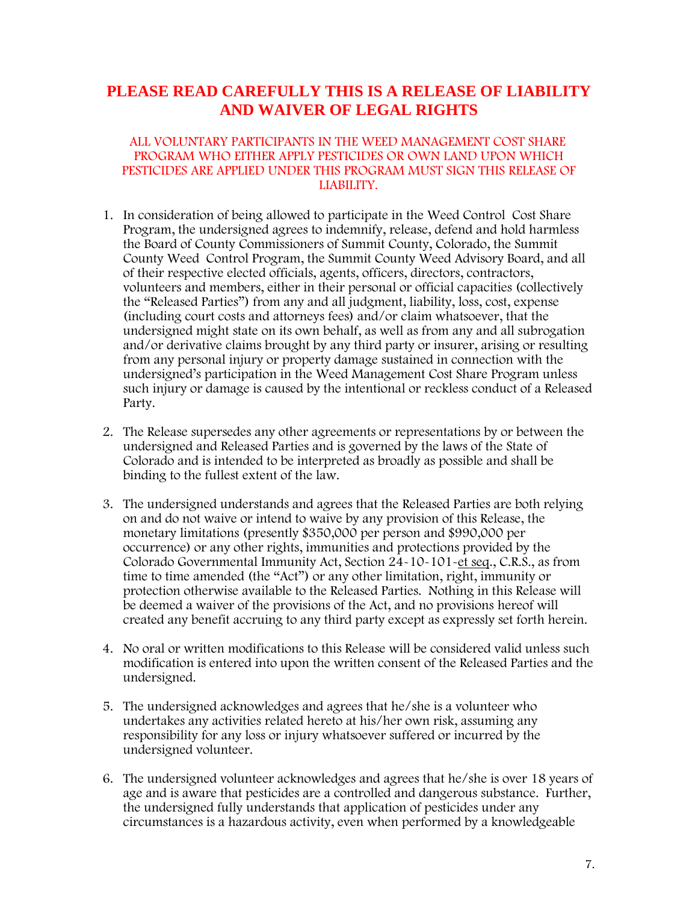# PLEASE READ CAREFULLY THIS IS A RELEASE OF LIABILITY AND WAIVER OF LEGAL RIGHTS

ALL VOLUNTARY PARTICIPANTS IN THE WEED MANAGEMENT COST SHARE PROGRAM WHO EITHER APPLY PESTICIDES OR OWN LAND UPON WHICH PESTICIDES ARE APPLIED UNDER THIS PROGRAM MUST SIGN THIS RELEASE OF LIABILITY.

1. In consideration of being allowed to participate in the Weed Control Cost Share Program, the undersigned agrees to indemnify, release, defend and hold harmless the Board of County Commissioners of Summit County, Colorado, the Summit County Weed Control Program, the Summit County Weed Advisory Board, and all of their respective elected officials, agents, officers, directors, contractors, volunteers and members, either in their personal or official capacities (collectively the "Released Parties") from any and all judgment, liability, loss, cost, expense (including court costs and attorneys fees) and/or claim whatsoever, that the undersigned might state on its own behalf, as well as from any and all subrogation and/or derivative claims brought by any third party or insurer, arising or resulting from any personal injury or property damage sustained in connection with the undersigned's participation in the Weed Management Cost Share Program unless such injury or damage is caused by the intentional or reckless conduct of a Released Party.

2. The Release supersedes any other agreements or representations by or between the undersigned and Released Parties and is governed by the laws of the State of Colorado and is intended to be interpreted as broadly as possible and shall be binding to the fullest extent of the law.

3. The undersigned understands and agrees that the Released Parties are both relying on and do not waive or intend to waive by any provision of this Release, the monetary limitations (presently $350,000 per person and $990,000 per occurrence) or any other rights, immunities and protections provided by the Colorado Governmental Immunity Act, Section 24-10-101-et seq., C.R.S., as from time to time amended (the "Act") or any other limitation, right, immunity or protection otherwise available to the Released Parties. Nothing in this Release will be deemed a waiver of the provisions of the Act, and no provisions hereof will created any benefit accruing to any third party except as expressly set forth herein.

4. No oral or written modifications to this Release will be considered valid unless such modification is entered into upon the written consent of the Released Parties and the undersigned.

5. The undersigned acknowledges and agrees that he/she is a volunteer who undertakes any activities related hereto at his/her own risk, assuming any responsibility for any loss or injury whatsoever suffered or incurred by the undersigned volunteer.

6. The undersigned volunteer acknowledges and agrees that he/she is over 18 years of age and is aware that pesticides are a controlled and dangerous substance. Further, the undersigned fully understands that application of pesticides under any circumstances is a hazardous activity, even when performed by a knowledgeable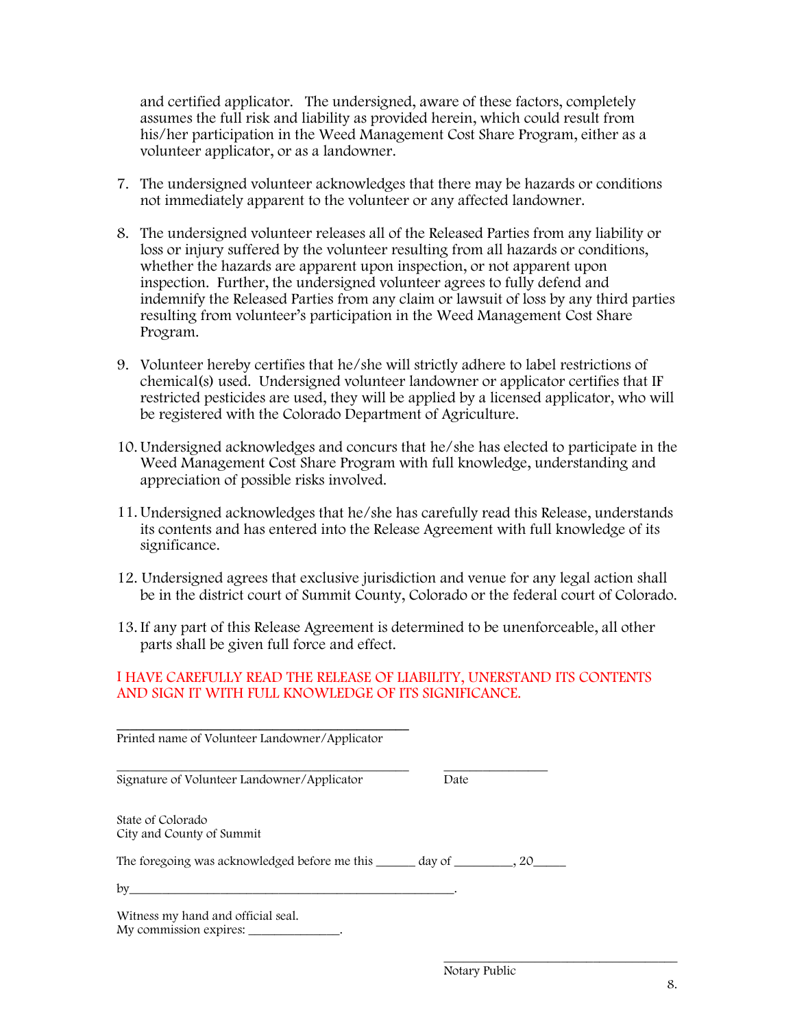and certified applicator. The undersigned, aware of these factors, completely assumes the full risk and liability as provided herein, which could result from his/her participation in the Weed Management Cost Share Program, either as a volunteer applicator, or as a landowner.

7. The undersigned volunteer acknowledges that there may be hazards or conditions not immediately apparent to the volunteer or any affected landowner.

8. The undersigned volunteer releases all of the Released Parties from any liability or loss or injury suffered by the volunteer resulting from all hazards or conditions, whether the hazards are apparent upon inspection, or not apparent upon inspection. Further, the undersigned volunteer agrees to fully defend and indemnify the Released Parties from any claim or lawsuit of loss by any third parties resulting from volunteer's participation in the Weed Management Cost Share Program.

9. Volunteer hereby certifies that he/she will strictly adhere to label restrictions of chemical(s) used. Undersigned volunteer landowner or applicator certifies that IF restricted pesticides are used, they will be applied by a licensed applicator, who will be registered with the Colorado Department of Agriculture.

10. Undersigned acknowledges and concurs that he/she has elected to participate in the Weed Management Cost Share Program with full knowledge, understanding and appreciation of possible risks involved.

11. Undersigned acknowledges that he/she has carefully read this Release, understands its contents and has entered into the Release Agreement with full knowledge of its significance.

12. Undersigned agrees that exclusive jurisdiction and venue for any legal action shall be in the district court of Summit County, Colorado or the federal court of Colorado.

13. If any part of this Release Agreement is determined to be unenforceable, all other parts shall be given full force and effect.

I HAVE CAREFULLY READ THE RELEASE OF LIABILITY, UNERSTAND ITS CONTENTS AND SIGN IT WITH FULL KNOWLEDGE OF ITS SIGNIFICANCE.

______________________________________
Printed name of Volunteer Landowner/Applicator

______________________________________ ______________
Signature of Volunteer Landowner/Applicator Date

State of Colorado
City and County of Summit

The foregoing was acknowledged before me this ______ day of _________, 20_____

by____________________________________________________.

Witness my hand and official seal.
My commission expires: ______________.

______________________________________
Notary Public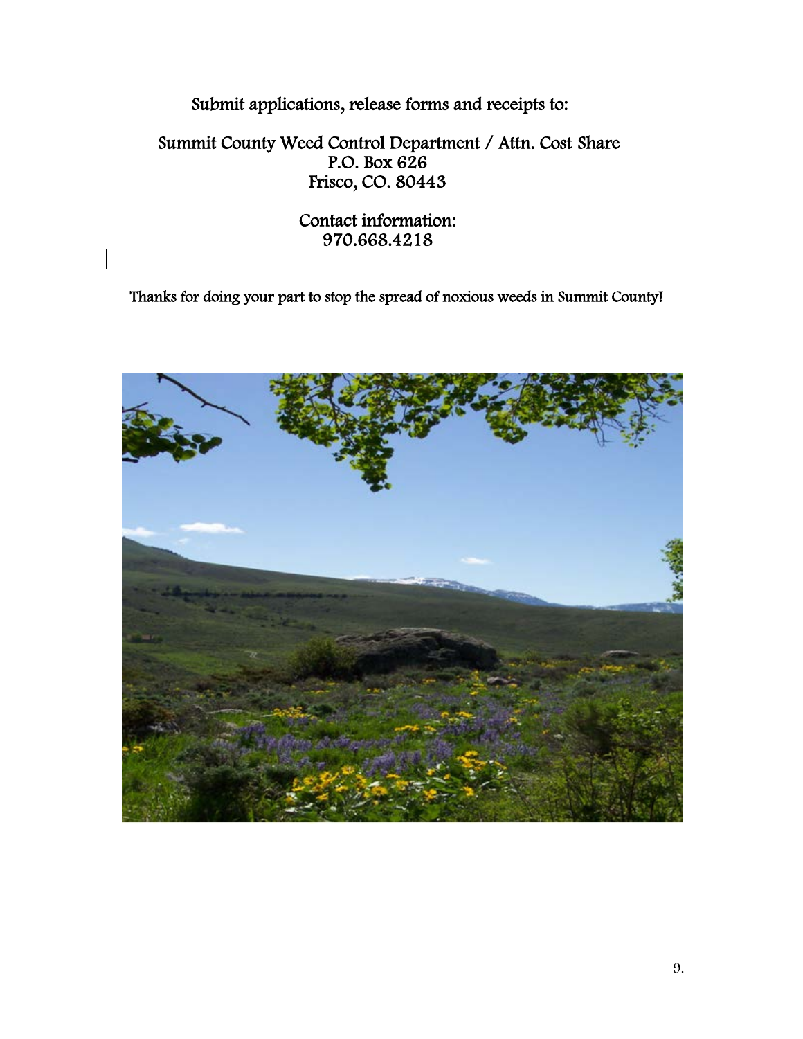Submit applications, release forms and receipts to:

Summit County Weed Control Department / Attn. Cost Share
P.O. Box 626
Frisco, CO. 80443

Contact information:
970.668.4218

Thanks for doing your part to stop the spread of noxious weeds in Summit County!